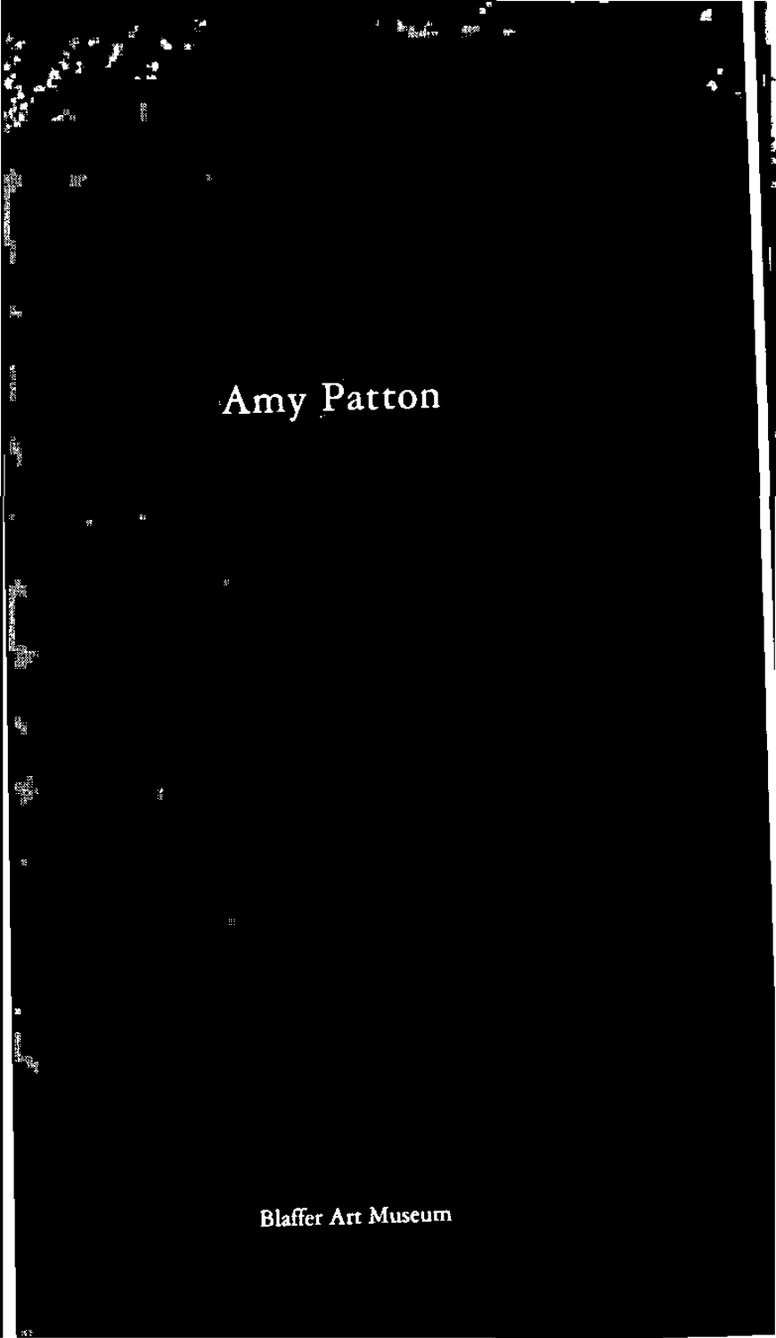# Amy Patton

Blaffer Art Museum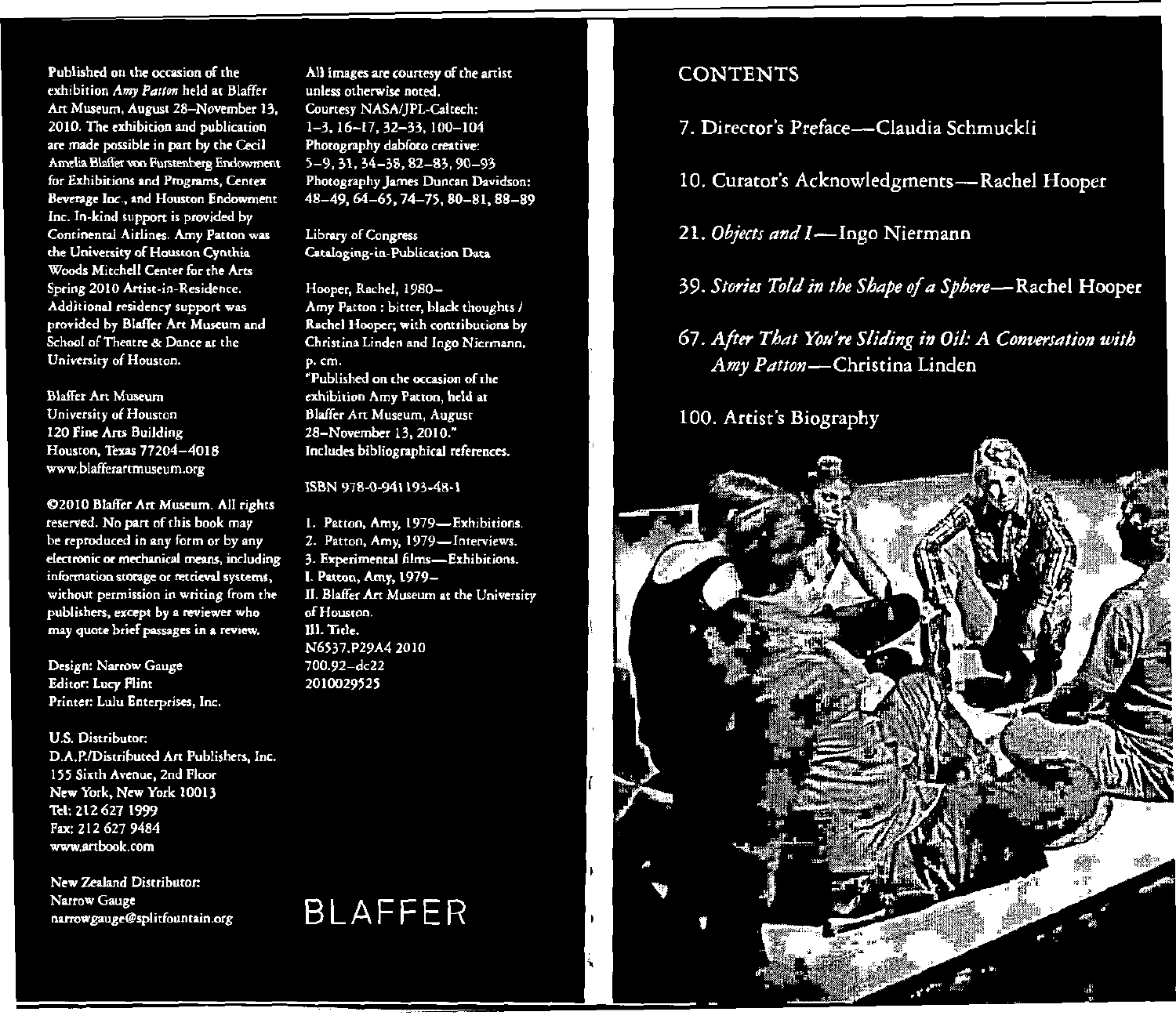Published on the occasion of the exhibition *Amy Patton* held at Blaffer Art Museum, August 28–November 13, 2010. The exhibition and publication are made possible in part by the Cecil Amelia Blaffer von Furstenberg Endowment for Exhibitions and Programs, Centrex Beverage Inc., and Houston Endowment Inc. In-kind support is provided by Continental Airlines. Amy Patton was the University of Houston Cynthia Woods Mitchell Center for the Arts Spring 2010 Artist-in-Residence. Additional residency support was provided by Blaffer Art Museum and School of Theatre & Dance at the University of Houston.

Blaffer Art Museum
University of Houston
120 Fine Arts Building
Houston, Texas 77204–4018
www.blafferartmuseum.org

©2010 Blaffer Art Museum. All rights reserved. No part of this book may be reproduced in any form or by any electronic or mechanical means, including information storage or retrieval systems, without permission in writing from the publishers, except by a reviewer who may quote brief passages in a review.

Design: Narrow Gauge
Editor: Lucy Flint
Printer: Lulu Enterprises, Inc.

U.S. Distributor:
D.A.P./Distributed Art Publishers, Inc.
155 Sixth Avenue, 2nd Floor
New York, New York 10013
Tel: 212 627 1999
Fax: 212 627 9484
www.artbook.com

New Zealand Distributor:
Narrow Gauge
narrowgauge@splitfountain.org

All images are courtesy of the artist unless otherwise noted.
Courtesy NASA/JPL-Caltech:
1–3, 16–17, 32–33, 100–104
Photography dabfoto creative:
5–9, 31, 34–38, 82–83, 90–93
Photography James Duncan Davidson:
48–49, 64–65, 74–75, 80–81, 88–89

Library of Congress
Cataloging-in-Publication Data

Hooper, Rachel, 1980–
Amy Patton : bitter, black thoughts / Rachel Hooper; with contributions by Christina Linden and Ingo Niermann.
p. cm.
"Published on the occasion of the exhibition Amy Patton, held at Blaffer Art Museum, August 28–November 13, 2010."
Includes bibliographical references.

ISBN 978-0-941193-48-1

1. Patton, Amy, 1979—Exhibitions.
2. Patton, Amy, 1979—Interviews.
3. Experimental films—Exhibitions.
I. Patton, Amy, 1979–
II. Blaffer Art Museum at the University of Houston.
III. Title.
N6537.P29A4 2010
700.92–dc22
2010029525

BLAFFER

## CONTENTS

7. Director's Preface—Claudia Schmuckli

10. Curator's Acknowledgments—Rachel Hooper

21. *Objects and I*—Ingo Niermann

39. *Stories Told in the Shape of a Sphere*—Rachel Hooper

67. *After That You're Sliding in Oil: A Conversation with Amy Patton*—Christina Linden

100. Artist's Biography